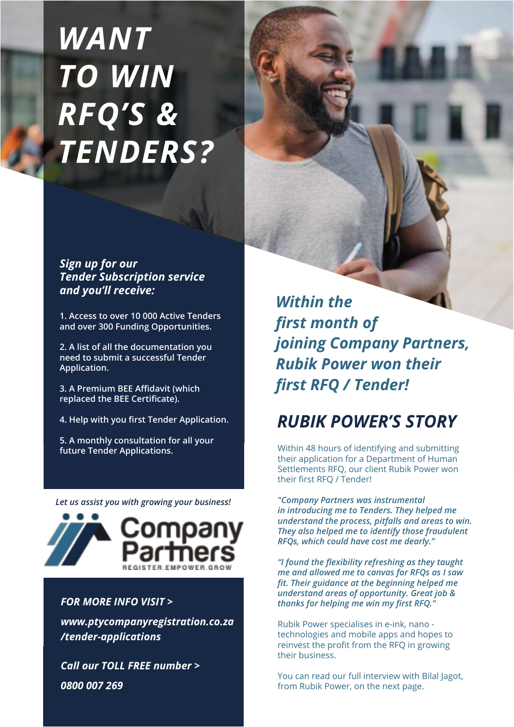# WANT TO WIN RFQ'S & TENDERS?

***Sign up for our Tender Subscription service and you'll receive:***

1. Access to over 10 000 Active Tenders and over 300 Funding Opportunities.
2. A list of all the documentation you need to submit a successful Tender Application.
3. A Premium BEE Affidavit (which replaced the BEE Certificate).
4. Help with you first Tender Application.
5. A monthly consultation for all your future Tender Applications.

*Let us assist you with growing your business!*

Company Partners
REGISTER.EMPOWER.GROW

***FOR MORE INFO VISIT >***

***www.ptycompanyregistration.co.za/tender-applications***

***Call our TOLL FREE number >***

***0800 007 269***

***Within the first month of joining Company Partners, Rubik Power won their first RFQ / Tender!***

## RUBIK POWER'S STORY

Within 48 hours of identifying and submitting their application for a Department of Human Settlements RFQ, our client Rubik Power won their first RFQ / Tender!

*"Company Partners was instrumental in introducing me to Tenders. They helped me understand the process, pitfalls and areas to win. They also helped me to identify those fraudulent RFQs, which could have cost me dearly."*

*"I found the flexibility refreshing as they taught me and allowed me to canvas for RFQs as I saw fit. Their guidance at the beginning helped me understand areas of opportunity. Great job & thanks for helping me win my first RFQ."*

Rubik Power specialises in e-ink, nano - technologies and mobile apps and hopes to reinvest the profit from the RFQ in growing their business.

You can read our full interview with Bilal Jagot, from Rubik Power, on the next page.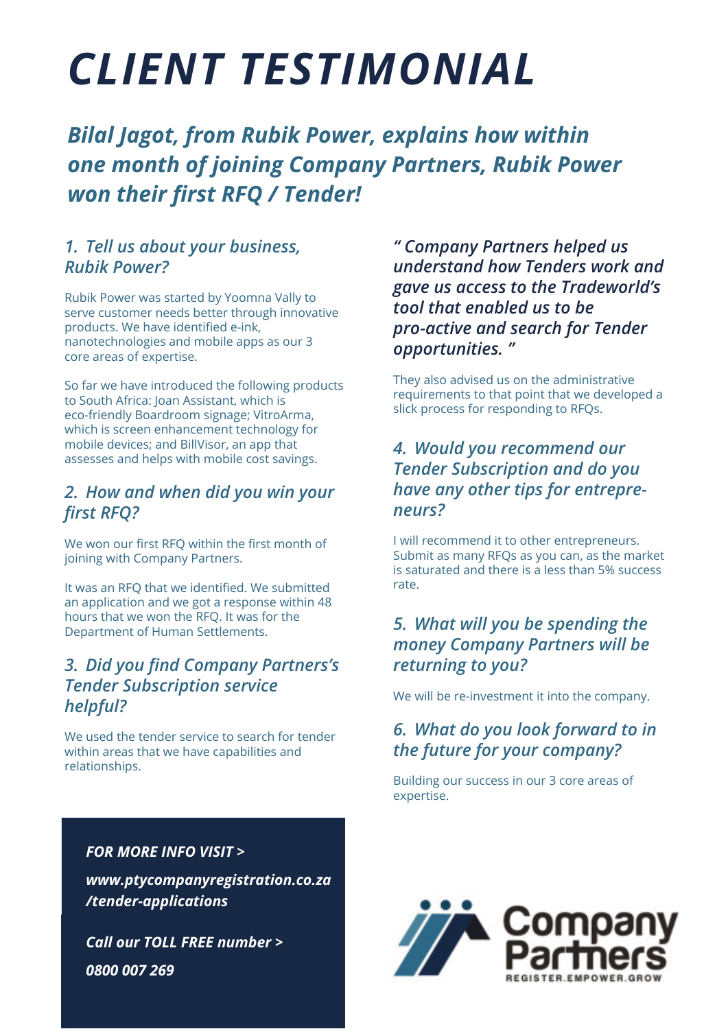# *CLIENT TESTIMONIAL*

## *Bilal Jagot, from Rubik Power, explains how within one month of joining Company Partners, Rubik Power won their first RFQ / Tender!*

### *1. Tell us about your business, Rubik Power?*

Rubik Power was started by Yoomna Vally to serve customer needs better through innovative products. We have identified e-ink, nanotechnologies and mobile apps as our 3 core areas of expertise.

So far we have introduced the following products to South Africa: Joan Assistant, which is eco-friendly Boardroom signage; VitroArma, which is screen enhancement technology for mobile devices; and BillVisor, an app that assesses and helps with mobile cost savings.

### *2. How and when did you win your first RFQ?*

We won our first RFQ within the first month of joining with Company Partners.

It was an RFQ that we identified. We submitted an application and we got a response within 48 hours that we won the RFQ. It was for the Department of Human Settlements.

### *3. Did you find Company Partners's Tender Subscription service helpful?*

We used the tender service to search for tender within areas that we have capabilities and relationships.

***" Company Partners helped us understand how Tenders work and gave us access to the Tradeworld's tool that enabled us to be pro-active and search for Tender opportunities. "***

They also advised us on the administrative requirements to that point that we developed a slick process for responding to RFQs.

### *4. Would you recommend our Tender Subscription and do you have any other tips for entrepreneurs?*

I will recommend it to other entrepreneurs. Submit as many RFQs as you can, as the market is saturated and there is a less than 5% success rate.

### *5. What will you be spending the money Company Partners will be returning to you?*

We will be re-investment it into the company.

### *6. What do you look forward to in the future for your company?*

Building our success in our 3 core areas of expertise.

***FOR MORE INFO VISIT >***

***www.ptycompanyregistration.co.za/tender-applications***

***Call our TOLL FREE number >***

***0800 007 269***

Company Partners

REGISTER.EMPOWER.GROW